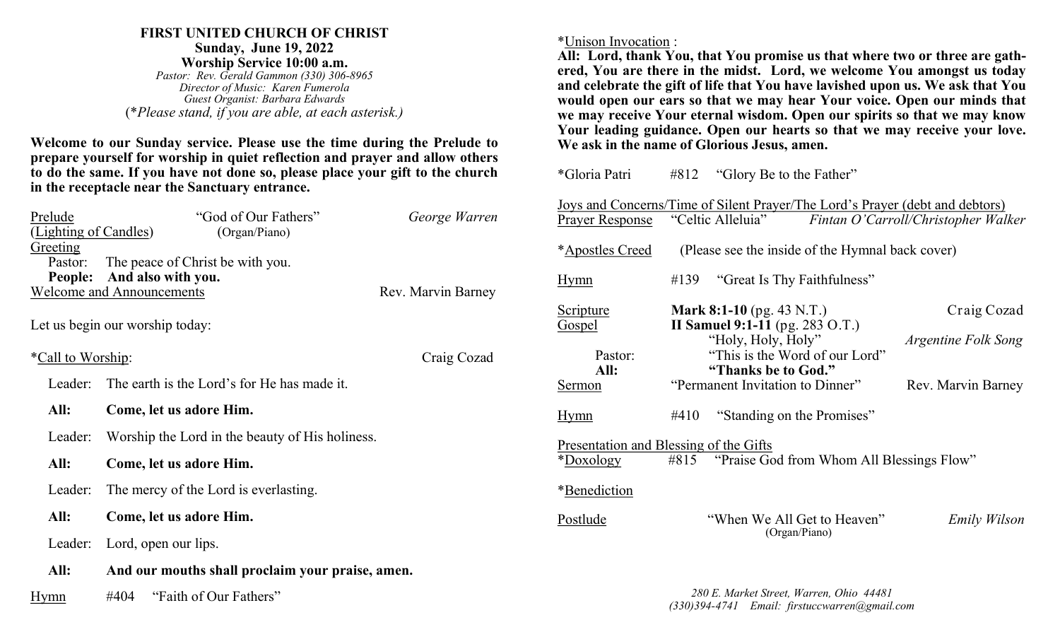# FIRST UNITED CHURCH OF CHRIST

**Sunday, June 19, 2022**

**Worship Service 10:00 a.m.**

*Pastor: Rev. Gerald Gammon (330) 306-8965*

*Director of Music: Karen Fumerola*

*Guest Organist: Barbara Edwards*

(*Please stand, if you are able, at each asterisk.)

**Welcome to our Sunday service. Please use the time during the Prelude to prepare yourself for worship in quiet reflection and prayer and allow others to do the same. If you have not done so, please place your gift to the church in the receptacle near the Sanctuary entrance.**

Prelude — "God of Our Fathers" — *George Warren*

(Lighting of Candles) (Organ/Piano)

Greeting

Pastor: The peace of Christ be with you.

**People: And also with you.**

Welcome and Announcements — Rev. Marvin Barney

Let us begin our worship today:

*Call to Worship: — Craig Cozad

Leader: The earth is the Lord's for He has made it.

**All: Come, let us adore Him.**

Leader: Worship the Lord in the beauty of His holiness.

**All: Come, let us adore Him.**

Leader: The mercy of the Lord is everlasting.

**All: Come, let us adore Him.**

Leader: Lord, open our lips.

**All: And our mouths shall proclaim your praise, amen.**

Hymn #404 "Faith of Our Fathers"

*Unison Invocation :

**All: Lord, thank You, that You promise us that where two or three are gathered, You are there in the midst. Lord, we welcome You amongst us today and celebrate the gift of life that You have lavished upon us. We ask that You would open our ears so that we may hear Your voice. Open our minds that we may receive Your eternal wisdom. Open our spirits so that we may know Your leading guidance. Open our hearts so that we may receive your love. We ask in the name of Glorious Jesus, amen.**

*Gloria Patri #812 "Glory Be to the Father"

Joys and Concerns/Time of Silent Prayer/The Lord's Prayer (debt and debtors)

Prayer Response — "Celtic Alleluia" — *Fintan O'Carroll/Christopher Walker*

*Apostles Creed (Please see the inside of the Hymnal back cover)

Hymn #139 "Great Is Thy Faithfulness"

Scripture — **Mark 8:1-10** (pg. 43 N.T.) — Craig Cozad

Gospel — **II Samuel 9:1-11** (pg. 283 O.T.)

"Holy, Holy, Holy" — *Argentine Folk Song*

Pastor: "This is the Word of our Lord"

**All: "Thanks be to God."**

Sermon — "Permanent Invitation to Dinner" — Rev. Marvin Barney

Hymn #410 "Standing on the Promises"

Presentation and Blessing of the Gifts

*Doxology #815 "Praise God from Whom All Blessings Flow"

*Benediction

Postlude — "When We All Get to Heaven" (Organ/Piano) — *Emily Wilson*

*280 E. Market Street, Warren, Ohio 44481*

*(330)394-4741 Email: firstuccwarren@gmail.com*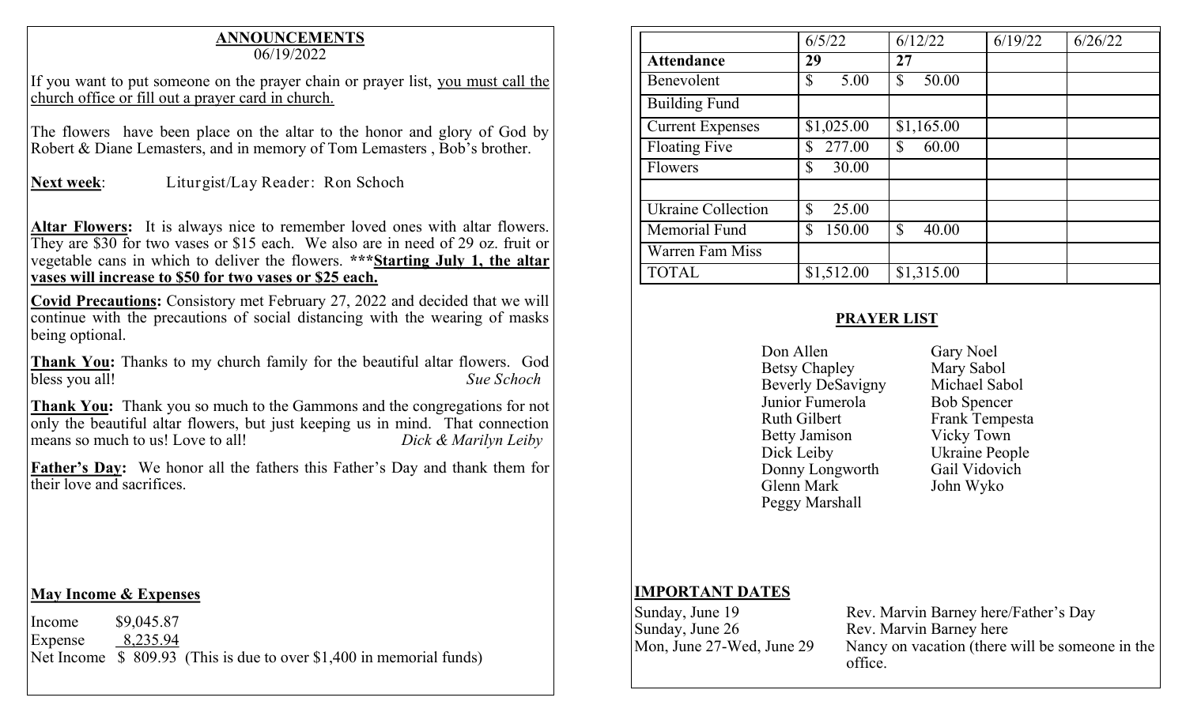## ANNOUNCEMENTS

06/19/2022

If you want to put someone on the prayer chain or prayer list, you must call the church office or fill out a prayer card in church.

The flowers have been place on the altar to the honor and glory of God by Robert & Diane Lemasters, and in memory of Tom Lemasters , Bob's brother.

**Next week**: Liturgist/Lay Reader: Ron Schoch

**Altar Flowers:** It is always nice to remember loved ones with altar flowers. They are $30 for two vases or $15 each. We also are in need of 29 oz. fruit or vegetable cans in which to deliver the flowers. ***__**Starting July 1, the altar vases will increase to $50 for two vases or $25 each.**__

**Covid Precautions:** Consistory met February 27, 2022 and decided that we will continue with the precautions of social distancing with the wearing of masks being optional.

**Thank You:** Thanks to my church family for the beautiful altar flowers. God bless you all! *Sue Schoch*

**Thank You:** Thank you so much to the Gammons and the congregations for not only the beautiful altar flowers, but just keeping us in mind. That connection means so much to us! Love to all! *Dick & Marilyn Leiby*

**Father's Day:** We honor all the fathers this Father's Day and thank them for their love and sacrifices.

**May Income & Expenses**

Income $9,045.87
Expense 8,235.94
Net Income $ 809.93 (This is due to over $1,400 in memorial funds)

| | 6/5/22 | 6/12/22 | 6/19/22 | 6/26/22 |
|---|---|---|---|---|
| **Attendance** | **29** | **27** | | |
| Benevolent | $ 5.00 | $ 50.00 | | |
| Building Fund | | | | |
| Current Expenses | $1,025.00 | $1,165.00 | | |
| Floating Five | $ 277.00 | $ 60.00 | | |
| Flowers | $ 30.00 | | | |
| | | | | |
| Ukraine Collection | $ 25.00 | | | |
| Memorial Fund | $ 150.00 | $ 40.00 | | |
| Warren Fam Miss | | | | |
| TOTAL | $1,512.00 | $1,315.00 | | |

## PRAYER LIST

Don Allen
Betsy Chapley
Beverly DeSavigny
Junior Fumerola
Ruth Gilbert
Betty Jamison
Dick Leiby
Donny Longworth
Glenn Mark
Peggy Marshall
Gary Noel
Mary Sabol
Michael Sabol
Bob Spencer
Frank Tempesta
Vicky Town
Ukraine People
Gail Vidovich
John Wyko

## IMPORTANT DATES

| | |
|---|---|
| Sunday, June 19 | Rev. Marvin Barney here/Father's Day |
| Sunday, June 26 | Rev. Marvin Barney here |
| Mon, June 27-Wed, June 29 | Nancy on vacation (there will be someone in the office. |